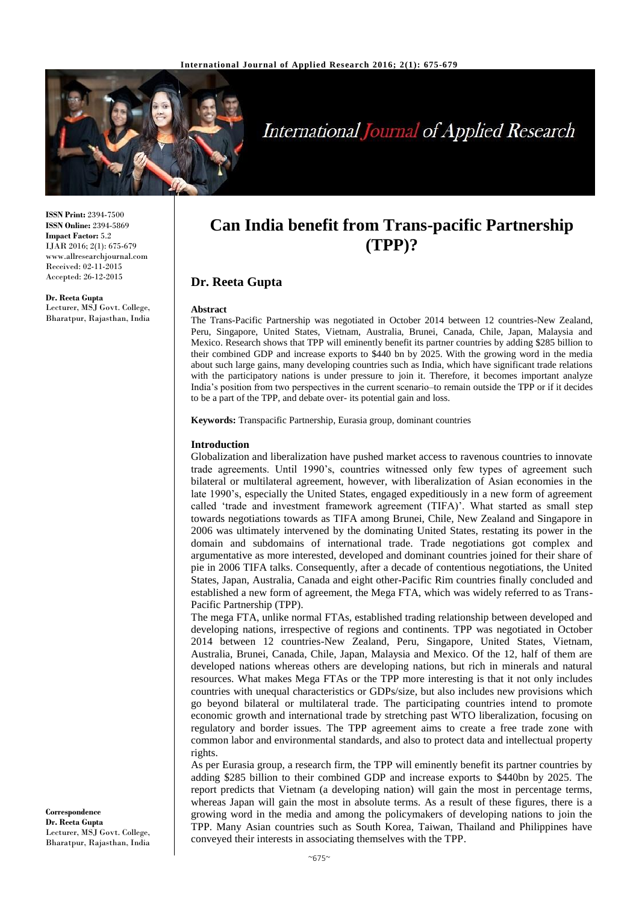**ISSN Print:** 2394-7500
**ISSN Online:** 2394-5869
**Impact Factor:** 5.2
IJAR 2016; 2(1): 675-679
www.allresearchjournal.com
Received: 02-11-2015
Accepted: 26-12-2015

**Dr. Reeta Gupta**
Lecturer, MSJ Govt. College, Bharatpur, Rajasthan, India

**Correspondence**
**Dr. Reeta Gupta**
Lecturer, MSJ Govt. College, Bharatpur, Rajasthan, India

# Can India benefit from Trans-pacific Partnership (TPP)?

## Dr. Reeta Gupta

### Abstract

The Trans-Pacific Partnership was negotiated in October 2014 between 12 countries-New Zealand, Peru, Singapore, United States, Vietnam, Australia, Brunei, Canada, Chile, Japan, Malaysia and Mexico. Research shows that TPP will eminently benefit its partner countries by adding $285 billion to their combined GDP and increase exports to $440 bn by 2025. With the growing word in the media about such large gains, many developing countries such as India, which have significant trade relations with the participatory nations is under pressure to join it. Therefore, it becomes important analyze India's position from two perspectives in the current scenario–to remain outside the TPP or if it decides to be a part of the TPP, and debate over- its potential gain and loss.

**Keywords:** Transpacific Partnership, Eurasia group, dominant countries

### Introduction

Globalization and liberalization have pushed market access to ravenous countries to innovate trade agreements. Until 1990's, countries witnessed only few types of agreement such bilateral or multilateral agreement, however, with liberalization of Asian economies in the late 1990's, especially the United States, engaged expeditiously in a new form of agreement called 'trade and investment framework agreement (TIFA)'. What started as small step towards negotiations towards as TIFA among Brunei, Chile, New Zealand and Singapore in 2006 was ultimately intervened by the dominating United States, restating its power in the domain and subdomains of international trade. Trade negotiations got complex and argumentative as more interested, developed and dominant countries joined for their share of pie in 2006 TIFA talks. Consequently, after a decade of contentious negotiations, the United States, Japan, Australia, Canada and eight other-Pacific Rim countries finally concluded and established a new form of agreement, the Mega FTA, which was widely referred to as Trans-Pacific Partnership (TPP).

The mega FTA, unlike normal FTAs, established trading relationship between developed and developing nations, irrespective of regions and continents. TPP was negotiated in October 2014 between 12 countries-New Zealand, Peru, Singapore, United States, Vietnam, Australia, Brunei, Canada, Chile, Japan, Malaysia and Mexico. Of the 12, half of them are developed nations whereas others are developing nations, but rich in minerals and natural resources. What makes Mega FTAs or the TPP more interesting is that it not only includes countries with unequal characteristics or GDPs/size, but also includes new provisions which go beyond bilateral or multilateral trade. The participating countries intend to promote economic growth and international trade by stretching past WTO liberalization, focusing on regulatory and border issues. The TPP agreement aims to create a free trade zone with common labor and environmental standards, and also to protect data and intellectual property rights.

As per Eurasia group, a research firm, the TPP will eminently benefit its partner countries by adding $285 billion to their combined GDP and increase exports to $440bn by 2025. The report predicts that Vietnam (a developing nation) will gain the most in percentage terms, whereas Japan will gain the most in absolute terms. As a result of these figures, there is a growing word in the media and among the policymakers of developing nations to join the TPP. Many Asian countries such as South Korea, Taiwan, Thailand and Philippines have conveyed their interests in associating themselves with the TPP.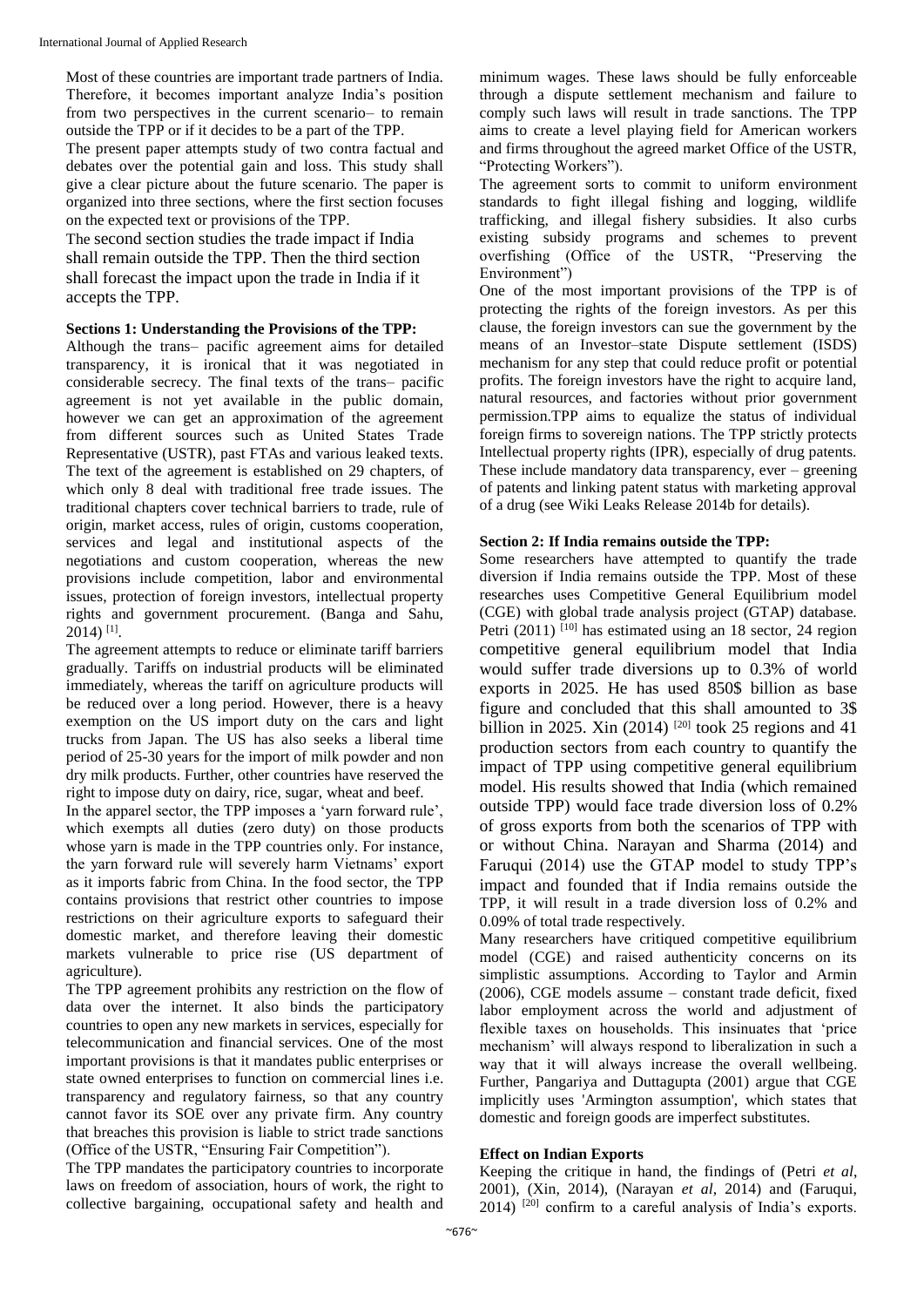Most of these countries are important trade partners of India. Therefore, it becomes important analyze India's position from two perspectives in the current scenario– to remain outside the TPP or if it decides to be a part of the TPP.

The present paper attempts study of two contra factual and debates over the potential gain and loss. This study shall give a clear picture about the future scenario. The paper is organized into three sections, where the first section focuses on the expected text or provisions of the TPP.

The second section studies the trade impact if India shall remain outside the TPP. Then the third section shall forecast the impact upon the trade in India if it accepts the TPP.

**Sections 1: Understanding the Provisions of the TPP:**

Although the trans– pacific agreement aims for detailed transparency, it is ironical that it was negotiated in considerable secrecy. The final texts of the trans– pacific agreement is not yet available in the public domain, however we can get an approximation of the agreement from different sources such as United States Trade Representative (USTR), past FTAs and various leaked texts. The text of the agreement is established on 29 chapters, of which only 8 deal with traditional free trade issues. The traditional chapters cover technical barriers to trade, rule of origin, market access, rules of origin, customs cooperation, services and legal and institutional aspects of the negotiations and custom cooperation, whereas the new provisions include competition, labor and environmental issues, protection of foreign investors, intellectual property rights and government procurement. (Banga and Sahu, 2014) [1].

The agreement attempts to reduce or eliminate tariff barriers gradually. Tariffs on industrial products will be eliminated immediately, whereas the tariff on agriculture products will be reduced over a long period. However, there is a heavy exemption on the US import duty on the cars and light trucks from Japan. The US has also seeks a liberal time period of 25-30 years for the import of milk powder and non dry milk products. Further, other countries have reserved the right to impose duty on dairy, rice, sugar, wheat and beef.

In the apparel sector, the TPP imposes a 'yarn forward rule', which exempts all duties (zero duty) on those products whose yarn is made in the TPP countries only. For instance, the yarn forward rule will severely harm Vietnams' export as it imports fabric from China. In the food sector, the TPP contains provisions that restrict other countries to impose restrictions on their agriculture exports to safeguard their domestic market, and therefore leaving their domestic markets vulnerable to price rise (US department of agriculture).

The TPP agreement prohibits any restriction on the flow of data over the internet. It also binds the participatory countries to open any new markets in services, especially for telecommunication and financial services. One of the most important provisions is that it mandates public enterprises or state owned enterprises to function on commercial lines i.e. transparency and regulatory fairness, so that any country cannot favor its SOE over any private firm. Any country that breaches this provision is liable to strict trade sanctions (Office of the USTR, "Ensuring Fair Competition").

The TPP mandates the participatory countries to incorporate laws on freedom of association, hours of work, the right to collective bargaining, occupational safety and health and minimum wages. These laws should be fully enforceable through a dispute settlement mechanism and failure to comply such laws will result in trade sanctions. The TPP aims to create a level playing field for American workers and firms throughout the agreed market Office of the USTR, "Protecting Workers").

The agreement sorts to commit to uniform environment standards to fight illegal fishing and logging, wildlife trafficking, and illegal fishery subsidies. It also curbs existing subsidy programs and schemes to prevent overfishing (Office of the USTR, "Preserving the Environment")

One of the most important provisions of the TPP is of protecting the rights of the foreign investors. As per this clause, the foreign investors can sue the government by the means of an Investor–state Dispute settlement (ISDS) mechanism for any step that could reduce profit or potential profits. The foreign investors have the right to acquire land, natural resources, and factories without prior government permission.TPP aims to equalize the status of individual foreign firms to sovereign nations. The TPP strictly protects Intellectual property rights (IPR), especially of drug patents. These include mandatory data transparency, ever – greening of patents and linking patent status with marketing approval of a drug (see Wiki Leaks Release 2014b for details).

**Section 2: If India remains outside the TPP:**

Some researchers have attempted to quantify the trade diversion if India remains outside the TPP. Most of these researches uses Competitive General Equilibrium model (CGE) with global trade analysis project (GTAP) database. Petri (2011) [10] has estimated using an 18 sector, 24 region competitive general equilibrium model that India would suffer trade diversions up to 0.3% of world exports in 2025. He has used 850$ billion as base figure and concluded that this shall amounted to 3$ billion in 2025. Xin (2014) [20] took 25 regions and 41 production sectors from each country to quantify the impact of TPP using competitive general equilibrium model. His results showed that India (which remained outside TPP) would face trade diversion loss of 0.2% of gross exports from both the scenarios of TPP with or without China. Narayan and Sharma (2014) and Faruqui (2014) use the GTAP model to study TPP's impact and founded that if India remains outside the TPP, it will result in a trade diversion loss of 0.2% and 0.09% of total trade respectively.

Many researchers have critiqued competitive equilibrium model (CGE) and raised authenticity concerns on its simplistic assumptions. According to Taylor and Armin (2006), CGE models assume – constant trade deficit, fixed labor employment across the world and adjustment of flexible taxes on households. This insinuates that 'price mechanism' will always respond to liberalization in such a way that it will always increase the overall wellbeing. Further, Pangariya and Duttagupta (2001) argue that CGE implicitly uses 'Armington assumption', which states that domestic and foreign goods are imperfect substitutes.

**Effect on Indian Exports**

Keeping the critique in hand, the findings of (Petri *et al*, 2001), (Xin, 2014), (Narayan *et al*, 2014) and (Faruqui, 2014) [20] confirm to a careful analysis of India's exports.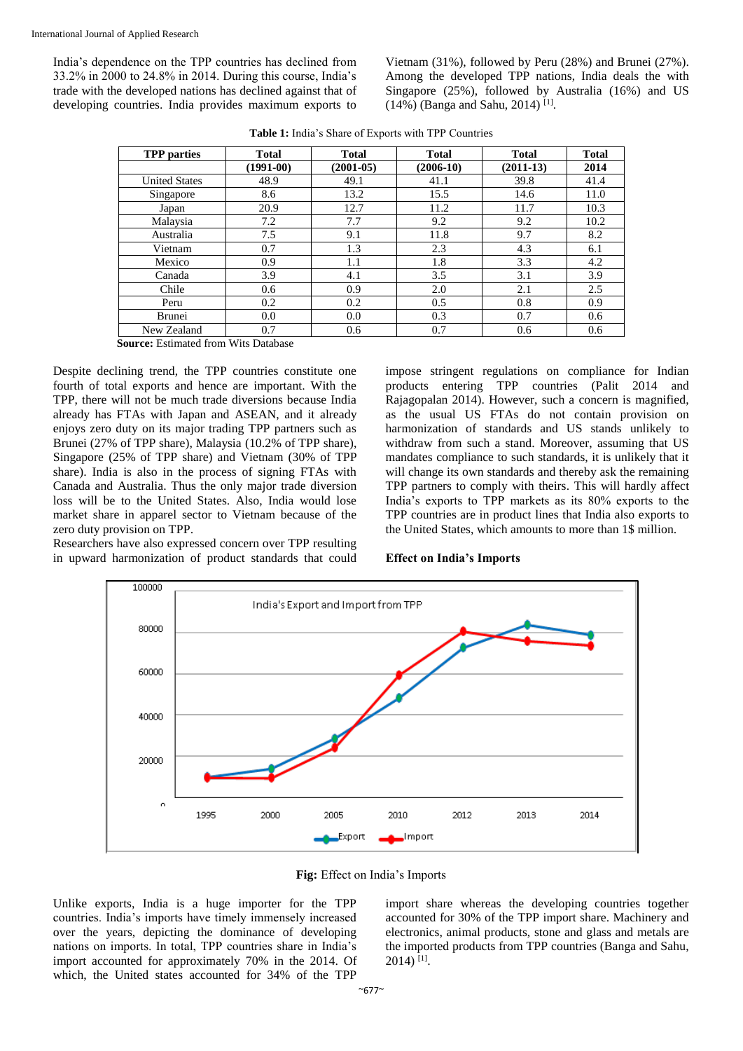India's dependence on the TPP countries has declined from 33.2% in 2000 to 24.8% in 2014. During this course, India's trade with the developed nations has declined against that of developing countries. India provides maximum exports to Vietnam (31%), followed by Peru (28%) and Brunei (27%). Among the developed TPP nations, India deals the with Singapore (25%), followed by Australia (16%) and US (14%) (Banga and Sahu, 2014) [1].

**Table 1:** India's Share of Exports with TPP Countries

| TPP parties | Total (1991-00) | Total (2001-05) | Total (2006-10) | Total (2011-13) | Total 2014 |
|---|---|---|---|---|---|
| United States | 48.9 | 49.1 | 41.1 | 39.8 | 41.4 |
| Singapore | 8.6 | 13.2 | 15.5 | 14.6 | 11.0 |
| Japan | 20.9 | 12.7 | 11.2 | 11.7 | 10.3 |
| Malaysia | 7.2 | 7.7 | 9.2 | 9.2 | 10.2 |
| Australia | 7.5 | 9.1 | 11.8 | 9.7 | 8.2 |
| Vietnam | 0.7 | 1.3 | 2.3 | 4.3 | 6.1 |
| Mexico | 0.9 | 1.1 | 1.8 | 3.3 | 4.2 |
| Canada | 3.9 | 4.1 | 3.5 | 3.1 | 3.9 |
| Chile | 0.6 | 0.9 | 2.0 | 2.1 | 2.5 |
| Peru | 0.2 | 0.2 | 0.5 | 0.8 | 0.9 |
| Brunei | 0.0 | 0.0 | 0.3 | 0.7 | 0.6 |
| New Zealand | 0.7 | 0.6 | 0.7 | 0.6 | 0.6 |

**Source:** Estimated from Wits Database

Despite declining trend, the TPP countries constitute one fourth of total exports and hence are important. With the TPP, there will not be much trade diversions because India already has FTAs with Japan and ASEAN, and it already enjoys zero duty on its major trading TPP partners such as Brunei (27% of TPP share), Malaysia (10.2% of TPP share), Singapore (25% of TPP share) and Vietnam (30% of TPP share). India is also in the process of signing FTAs with Canada and Australia. Thus the only major trade diversion loss will be to the United States. Also, India would lose market share in apparel sector to Vietnam because of the zero duty provision on TPP.

Researchers have also expressed concern over TPP resulting in upward harmonization of product standards that could impose stringent regulations on compliance for Indian products entering TPP countries (Palit 2014 and Rajagopalan 2014). However, such a concern is magnified, as the usual US FTAs do not contain provision on harmonization of standards and US stands unlikely to withdraw from such a stand. Moreover, assuming that US mandates compliance to such standards, it is unlikely that it will change its own standards and thereby ask the remaining TPP partners to comply with theirs. This will hardly affect India's exports to TPP markets as its 80% exports to the TPP countries are in product lines that India also exports to the United States, which amounts to more than 1$ million.

**Effect on India's Imports**

**Fig:** Effect on India's Imports

Unlike exports, India is a huge importer for the TPP countries. India's imports have timely immensely increased over the years, depicting the dominance of developing nations on imports. In total, TPP countries share in India's import accounted for approximately 70% in the 2014. Of which, the United states accounted for 34% of the TPP import share whereas the developing countries together accounted for 30% of the TPP import share. Machinery and electronics, animal products, stone and glass and metals are the imported products from TPP countries (Banga and Sahu, 2014) [1].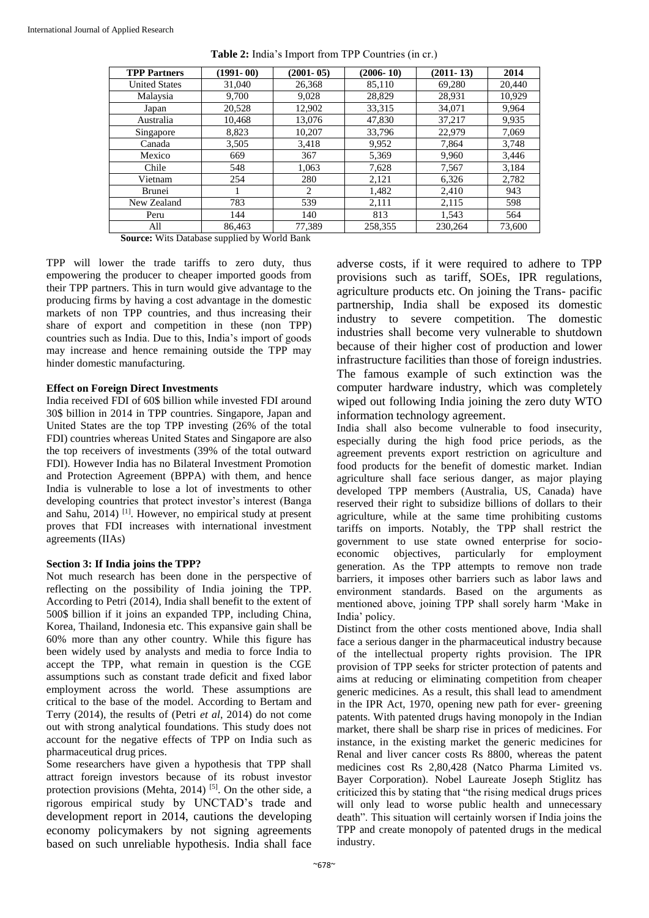**Table 2:** India's Import from TPP Countries (in cr.)

| TPP Partners | (1991- 00) | (2001- 05) | (2006- 10) | (2011- 13) | 2014 |
|---|---|---|---|---|---|
| United States | 31,040 | 26,368 | 85,110 | 69,280 | 20,440 |
| Malaysia | 9,700 | 9,028 | 28,829 | 28,931 | 10,929 |
| Japan | 20,528 | 12,902 | 33,315 | 34,071 | 9,964 |
| Australia | 10,468 | 13,076 | 47,830 | 37,217 | 9,935 |
| Singapore | 8,823 | 10,207 | 33,796 | 22,979 | 7,069 |
| Canada | 3,505 | 3,418 | 9,952 | 7,864 | 3,748 |
| Mexico | 669 | 367 | 5,369 | 9,960 | 3,446 |
| Chile | 548 | 1,063 | 7,628 | 7,567 | 3,184 |
| Vietnam | 254 | 280 | 2,121 | 6,326 | 2,782 |
| Brunei | 1 | 2 | 1,482 | 2,410 | 943 |
| New Zealand | 783 | 539 | 2,111 | 2,115 | 598 |
| Peru | 144 | 140 | 813 | 1,543 | 564 |
| All | 86,463 | 77,389 | 258,355 | 230,264 | 73,600 |

**Source:** Wits Database supplied by World Bank

TPP will lower the trade tariffs to zero duty, thus empowering the producer to cheaper imported goods from their TPP partners. This in turn would give advantage to the producing firms by having a cost advantage in the domestic markets of non TPP countries, and thus increasing their share of export and competition in these (non TPP) countries such as India. Due to this, India's import of goods may increase and hence remaining outside the TPP may hinder domestic manufacturing.

**Effect on Foreign Direct Investments**

India received FDI of 60$ billion while invested FDI around 30$ billion in 2014 in TPP countries. Singapore, Japan and United States are the top TPP investing (26% of the total FDI) countries whereas United States and Singapore are also the top receivers of investments (39% of the total outward FDI). However India has no Bilateral Investment Promotion and Protection Agreement (BPPA) with them, and hence India is vulnerable to lose a lot of investments to other developing countries that protect investor's interest (Banga and Sahu, 2014) [1]. However, no empirical study at present proves that FDI increases with international investment agreements (IIAs)

**Section 3: If India joins the TPP?**

Not much research has been done in the perspective of reflecting on the possibility of India joining the TPP. According to Petri (2014), India shall benefit to the extent of 500$ billion if it joins an expanded TPP, including China, Korea, Thailand, Indonesia etc. This expansive gain shall be 60% more than any other country. While this figure has been widely used by analysts and media to force India to accept the TPP, what remain in question is the CGE assumptions such as constant trade deficit and fixed labor employment across the world. These assumptions are critical to the base of the model. According to Bertam and Terry (2014), the results of (Petri *et al*, 2014) do not come out with strong analytical foundations. This study does not account for the negative effects of TPP on India such as pharmaceutical drug prices.

Some researchers have given a hypothesis that TPP shall attract foreign investors because of its robust investor protection provisions (Mehta, 2014) [5]. On the other side, a rigorous empirical study by UNCTAD's trade and development report in 2014, cautions the developing economy policymakers by not signing agreements based on such unreliable hypothesis. India shall face adverse costs, if it were required to adhere to TPP provisions such as tariff, SOEs, IPR regulations, agriculture products etc. On joining the Trans- pacific partnership, India shall be exposed its domestic industry to severe competition. The domestic industries shall become very vulnerable to shutdown because of their higher cost of production and lower infrastructure facilities than those of foreign industries. The famous example of such extinction was the computer hardware industry, which was completely wiped out following India joining the zero duty WTO information technology agreement.

India shall also become vulnerable to food insecurity, especially during the high food price periods, as the agreement prevents export restriction on agriculture and food products for the benefit of domestic market. Indian agriculture shall face serious danger, as major playing developed TPP members (Australia, US, Canada) have reserved their right to subsidize billions of dollars to their agriculture, while at the same time prohibiting customs tariffs on imports. Notably, the TPP shall restrict the government to use state owned enterprise for socio-economic objectives, particularly for employment generation. As the TPP attempts to remove non trade barriers, it imposes other barriers such as labor laws and environment standards. Based on the arguments as mentioned above, joining TPP shall sorely harm 'Make in India' policy.

Distinct from the other costs mentioned above, India shall face a serious danger in the pharmaceutical industry because of the intellectual property rights provision. The IPR provision of TPP seeks for stricter protection of patents and aims at reducing or eliminating competition from cheaper generic medicines. As a result, this shall lead to amendment in the IPR Act, 1970, opening new path for ever- greening patents. With patented drugs having monopoly in the Indian market, there shall be sharp rise in prices of medicines. For instance, in the existing market the generic medicines for Renal and liver cancer costs Rs 8800, whereas the patent medicines cost Rs 2,80,428 (Natco Pharma Limited vs. Bayer Corporation). Nobel Laureate Joseph Stiglitz has criticized this by stating that "the rising medical drugs prices will only lead to worse public health and unnecessary death". This situation will certainly worsen if India joins the TPP and create monopoly of patented drugs in the medical industry.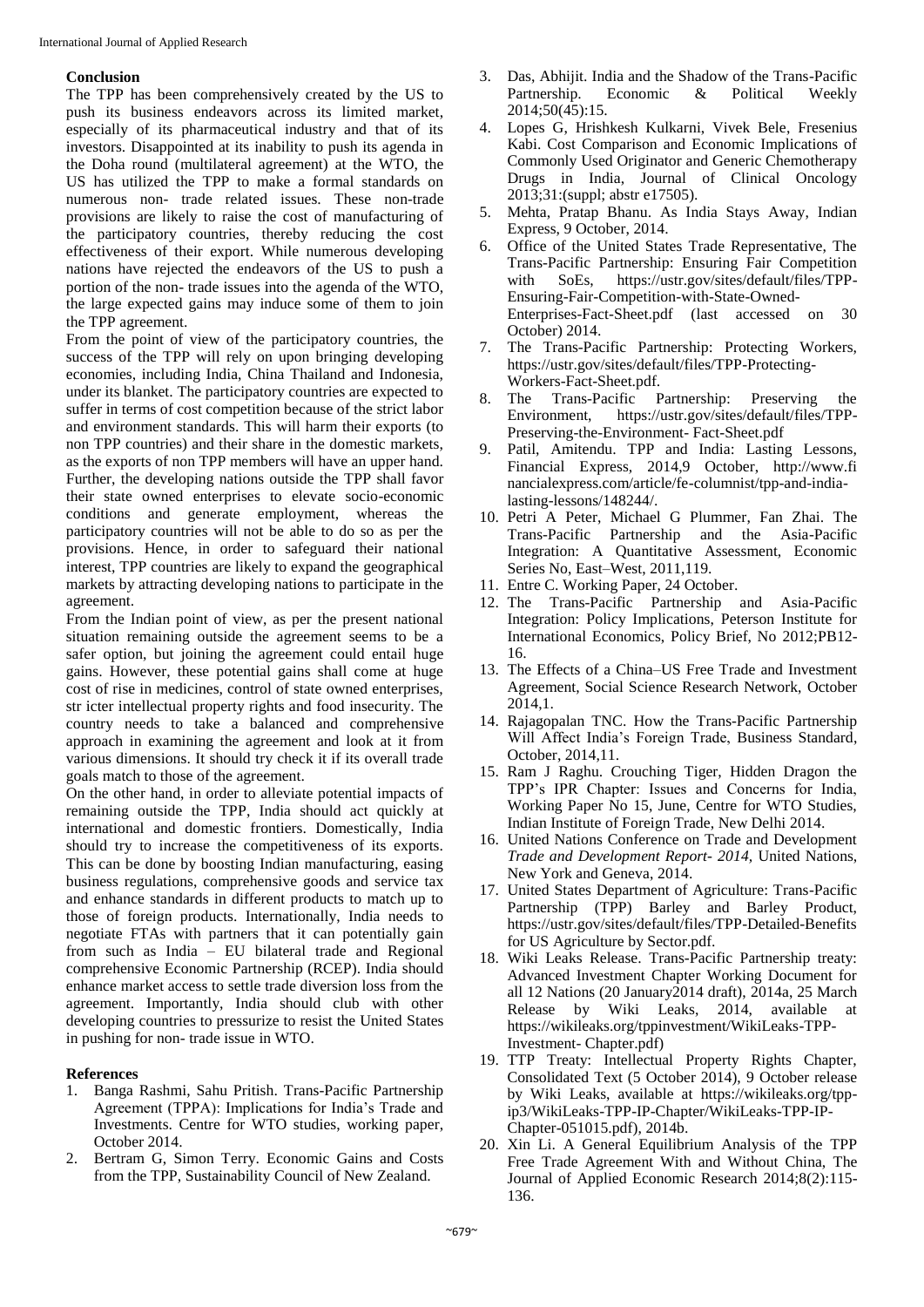## Conclusion

The TPP has been comprehensively created by the US to push its business endeavors across its limited market, especially of its pharmaceutical industry and that of its investors. Disappointed at its inability to push its agenda in the Doha round (multilateral agreement) at the WTO, the US has utilized the TPP to make a formal standards on numerous non- trade related issues. These non-trade provisions are likely to raise the cost of manufacturing of the participatory countries, thereby reducing the cost effectiveness of their export. While numerous developing nations have rejected the endeavors of the US to push a portion of the non- trade issues into the agenda of the WTO, the large expected gains may induce some of them to join the TPP agreement.

From the point of view of the participatory countries, the success of the TPP will rely on upon bringing developing economies, including India, China Thailand and Indonesia, under its blanket. The participatory countries are expected to suffer in terms of cost competition because of the strict labor and environment standards. This will harm their exports (to non TPP countries) and their share in the domestic markets, as the exports of non TPP members will have an upper hand. Further, the developing nations outside the TPP shall favor their state owned enterprises to elevate socio-economic conditions and generate employment, whereas the participatory countries will not be able to do so as per the provisions. Hence, in order to safeguard their national interest, TPP countries are likely to expand the geographical markets by attracting developing nations to participate in the agreement.

From the Indian point of view, as per the present national situation remaining outside the agreement seems to be a safer option, but joining the agreement could entail huge gains. However, these potential gains shall come at huge cost of rise in medicines, control of state owned enterprises, str icter intellectual property rights and food insecurity. The country needs to take a balanced and comprehensive approach in examining the agreement and look at it from various dimensions. It should try check it if its overall trade goals match to those of the agreement.

On the other hand, in order to alleviate potential impacts of remaining outside the TPP, India should act quickly at international and domestic frontiers. Domestically, India should try to increase the competitiveness of its exports. This can be done by boosting Indian manufacturing, easing business regulations, comprehensive goods and service tax and enhance standards in different products to match up to those of foreign products. Internationally, India needs to negotiate FTAs with partners that it can potentially gain from such as India – EU bilateral trade and Regional comprehensive Economic Partnership (RCEP). India should enhance market access to settle trade diversion loss from the agreement. Importantly, India should club with other developing countries to pressurize to resist the United States in pushing for non- trade issue in WTO.

## References

1. Banga Rashmi, Sahu Pritish. Trans-Pacific Partnership Agreement (TPPA): Implications for India's Trade and Investments. Centre for WTO studies, working paper, October 2014.
2. Bertram G, Simon Terry. Economic Gains and Costs from the TPP, Sustainability Council of New Zealand.
3. Das, Abhijit. India and the Shadow of the Trans-Pacific Partnership. Economic & Political Weekly 2014;50(45):15.
4. Lopes G, Hrishkesh Kulkarni, Vivek Bele, Fresenius Kabi. Cost Comparison and Economic Implications of Commonly Used Originator and Generic Chemotherapy Drugs in India, Journal of Clinical Oncology 2013;31:(suppl; abstr e17505).
5. Mehta, Pratap Bhanu. As India Stays Away, Indian Express, 9 October, 2014.
6. Office of the United States Trade Representative, The Trans-Pacific Partnership: Ensuring Fair Competition with SoEs, https://ustr.gov/sites/default/files/TPP-Ensuring-Fair-Competition-with-State-Owned-Enterprises-Fact-Sheet.pdf (last accessed on 30 October) 2014.
7. The Trans-Pacific Partnership: Protecting Workers, https://ustr.gov/sites/default/files/TPP-Protecting-Workers-Fact-Sheet.pdf.
8. The Trans-Pacific Partnership: Preserving the Environment, https://ustr.gov/sites/default/files/TPP-Preserving-the-Environment- Fact-Sheet.pdf
9. Patil, Amitendu. TPP and India: Lasting Lessons, Financial Express, 2014,9 October, http://www.financialexpress.com/article/fe-columnist/tpp-and-india-lasting-lessons/148244/.
10. Petri A Peter, Michael G Plummer, Fan Zhai. The Trans-Pacific Partnership and the Asia-Pacific Integration: A Quantitative Assessment, Economic Series No, East–West, 2011,119.
11. Entre C. Working Paper, 24 October.
12. The Trans-Pacific Partnership and Asia-Pacific Integration: Policy Implications, Peterson Institute for International Economics, Policy Brief, No 2012;PB12-16.
13. The Effects of a China–US Free Trade and Investment Agreement, Social Science Research Network, October 2014,1.
14. Rajagopalan TNC. How the Trans-Pacific Partnership Will Affect India's Foreign Trade, Business Standard, October, 2014,11.
15. Ram J Raghu. Crouching Tiger, Hidden Dragon the TPP's IPR Chapter: Issues and Concerns for India, Working Paper No 15, June, Centre for WTO Studies, Indian Institute of Foreign Trade, New Delhi 2014.
16. United Nations Conference on Trade and Development *Trade and Development Report- 2014*, United Nations, New York and Geneva, 2014.
17. United States Department of Agriculture: Trans-Pacific Partnership (TPP) Barley and Barley Product, https://ustr.gov/sites/default/files/TPP-Detailed-Benefits for US Agriculture by Sector.pdf.
18. Wiki Leaks Release. Trans-Pacific Partnership treaty: Advanced Investment Chapter Working Document for all 12 Nations (20 January2014 draft), 2014a, 25 March Release by Wiki Leaks, 2014, available at https://wikileaks.org/tppinvestment/WikiLeaks-TPP-Investment- Chapter.pdf)
19. TTP Treaty: Intellectual Property Rights Chapter, Consolidated Text (5 October 2014), 9 October release by Wiki Leaks, available at https://wikileaks.org/tpp-ip3/WikiLeaks-TPP-IP-Chapter/WikiLeaks-TPP-IP-Chapter-051015.pdf), 2014b.
20. Xin Li. A General Equilibrium Analysis of the TPP Free Trade Agreement With and Without China, The Journal of Applied Economic Research 2014;8(2):115-136.